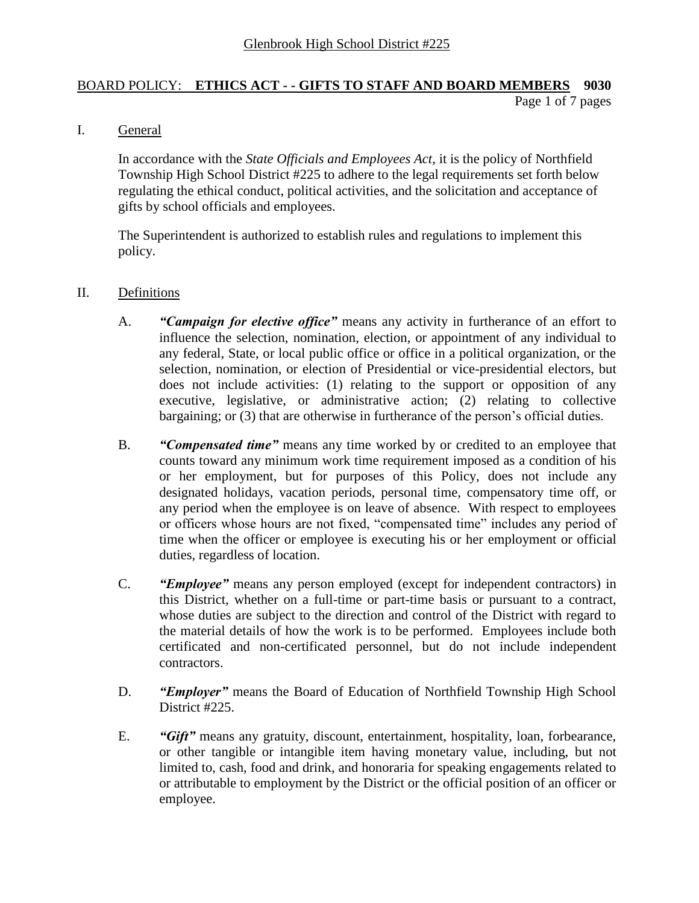Glenbrook High School District #225

# BOARD POLICY: **ETHICS ACT - - GIFTS TO STAFF AND BOARD MEMBERS 9030**

## I. General

In accordance with the *State Officials and Employees Act,* it is the policy of Northfield Township High School District #225 to adhere to the legal requirements set forth below regulating the ethical conduct, political activities, and the solicitation and acceptance of gifts by school officials and employees.

The Superintendent is authorized to establish rules and regulations to implement this policy.

## II. Definitions

A. ***"Campaign for elective office"*** means any activity in furtherance of an effort to influence the selection, nomination, election, or appointment of any individual to any federal, State, or local public office or office in a political organization, or the selection, nomination, or election of Presidential or vice-presidential electors, but does not include activities: (1) relating to the support or opposition of any executive, legislative, or administrative action; (2) relating to collective bargaining; or (3) that are otherwise in furtherance of the person's official duties.

B. ***"Compensated time"*** means any time worked by or credited to an employee that counts toward any minimum work time requirement imposed as a condition of his or her employment, but for purposes of this Policy, does not include any designated holidays, vacation periods, personal time, compensatory time off, or any period when the employee is on leave of absence. With respect to employees or officers whose hours are not fixed, "compensated time" includes any period of time when the officer or employee is executing his or her employment or official duties, regardless of location.

C. ***"Employee"*** means any person employed (except for independent contractors) in this District, whether on a full-time or part-time basis or pursuant to a contract, whose duties are subject to the direction and control of the District with regard to the material details of how the work is to be performed. Employees include both certificated and non-certificated personnel, but do not include independent contractors.

D. ***"Employer"*** means the Board of Education of Northfield Township High School District #225.

E. ***"Gift"*** means any gratuity, discount, entertainment, hospitality, loan, forbearance, or other tangible or intangible item having monetary value, including, but not limited to, cash, food and drink, and honoraria for speaking engagements related to or attributable to employment by the District or the official position of an officer or employee.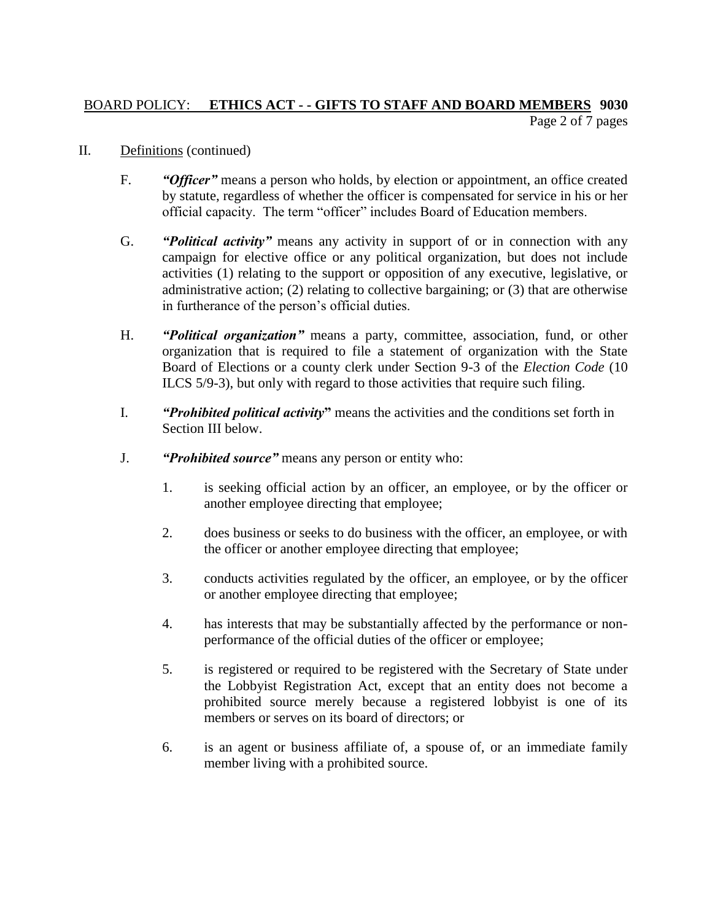II. Definitions (continued)

F. ***"Officer"*** means a person who holds, by election or appointment, an office created by statute, regardless of whether the officer is compensated for service in his or her official capacity. The term "officer" includes Board of Education members.

G. ***"Political activity"*** means any activity in support of or in connection with any campaign for elective office or any political organization, but does not include activities (1) relating to the support or opposition of any executive, legislative, or administrative action; (2) relating to collective bargaining; or (3) that are otherwise in furtherance of the person's official duties.

H. ***"Political organization"*** means a party, committee, association, fund, or other organization that is required to file a statement of organization with the State Board of Elections or a county clerk under Section 9-3 of the *Election Code* (10 ILCS 5/9-3), but only with regard to those activities that require such filing.

I. ***"Prohibited political activity"*** means the activities and the conditions set forth in Section III below.

J. ***"Prohibited source"*** means any person or entity who:

1. is seeking official action by an officer, an employee, or by the officer or another employee directing that employee;

2. does business or seeks to do business with the officer, an employee, or with the officer or another employee directing that employee;

3. conducts activities regulated by the officer, an employee, or by the officer or another employee directing that employee;

4. has interests that may be substantially affected by the performance or non-performance of the official duties of the officer or employee;

5. is registered or required to be registered with the Secretary of State under the Lobbyist Registration Act, except that an entity does not become a prohibited source merely because a registered lobbyist is one of its members or serves on its board of directors; or

6. is an agent or business affiliate of, a spouse of, or an immediate family member living with a prohibited source.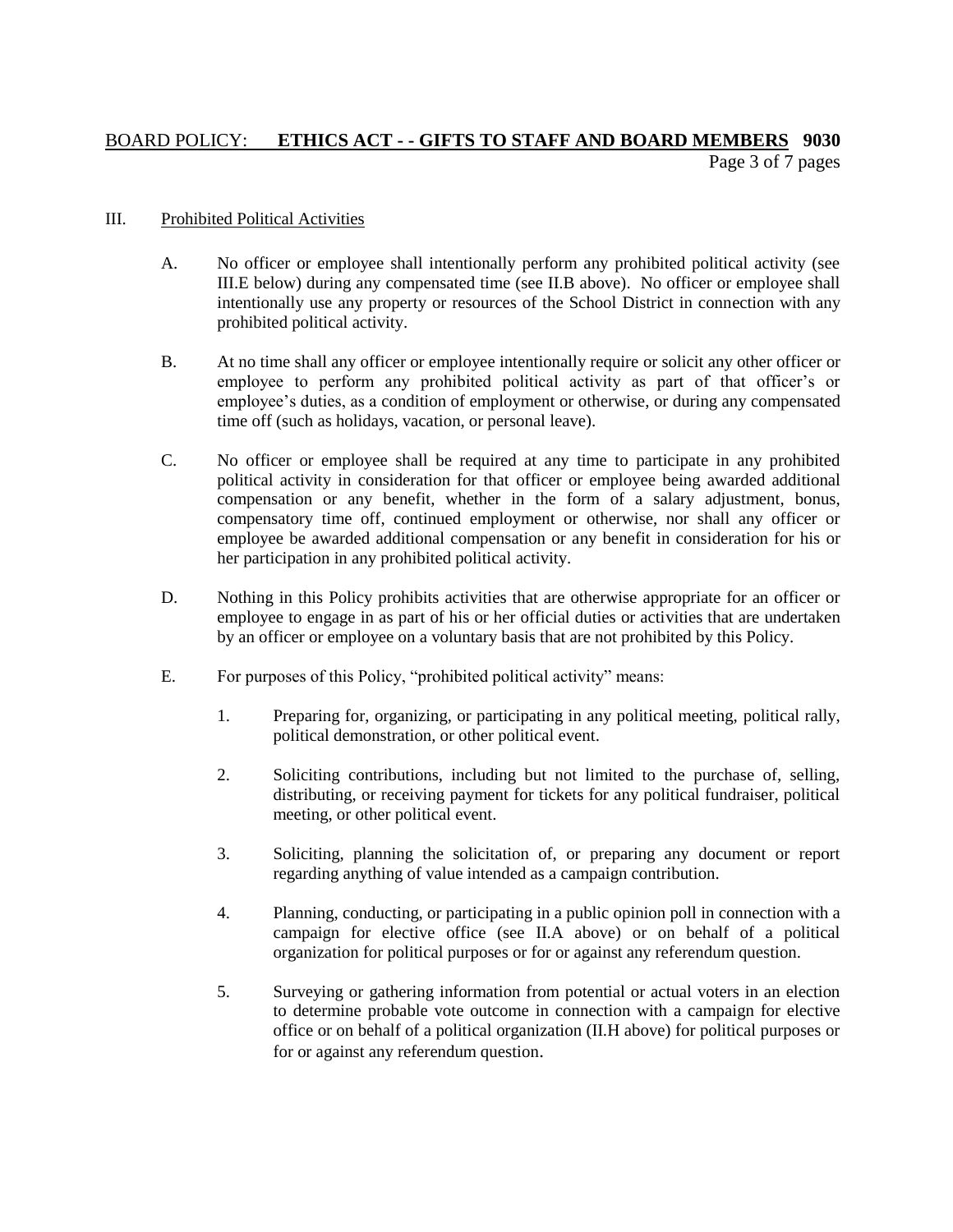## III. Prohibited Political Activities

A. No officer or employee shall intentionally perform any prohibited political activity (see III.E below) during any compensated time (see II.B above). No officer or employee shall intentionally use any property or resources of the School District in connection with any prohibited political activity.

B. At no time shall any officer or employee intentionally require or solicit any other officer or employee to perform any prohibited political activity as part of that officer's or employee's duties, as a condition of employment or otherwise, or during any compensated time off (such as holidays, vacation, or personal leave).

C. No officer or employee shall be required at any time to participate in any prohibited political activity in consideration for that officer or employee being awarded additional compensation or any benefit, whether in the form of a salary adjustment, bonus, compensatory time off, continued employment or otherwise, nor shall any officer or employee be awarded additional compensation or any benefit in consideration for his or her participation in any prohibited political activity.

D. Nothing in this Policy prohibits activities that are otherwise appropriate for an officer or employee to engage in as part of his or her official duties or activities that are undertaken by an officer or employee on a voluntary basis that are not prohibited by this Policy.

E. For purposes of this Policy, "prohibited political activity" means:

1. Preparing for, organizing, or participating in any political meeting, political rally, political demonstration, or other political event.

2. Soliciting contributions, including but not limited to the purchase of, selling, distributing, or receiving payment for tickets for any political fundraiser, political meeting, or other political event.

3. Soliciting, planning the solicitation of, or preparing any document or report regarding anything of value intended as a campaign contribution.

4. Planning, conducting, or participating in a public opinion poll in connection with a campaign for elective office (see II.A above) or on behalf of a political organization for political purposes or for or against any referendum question.

5. Surveying or gathering information from potential or actual voters in an election to determine probable vote outcome in connection with a campaign for elective office or on behalf of a political organization (II.H above) for political purposes or for or against any referendum question.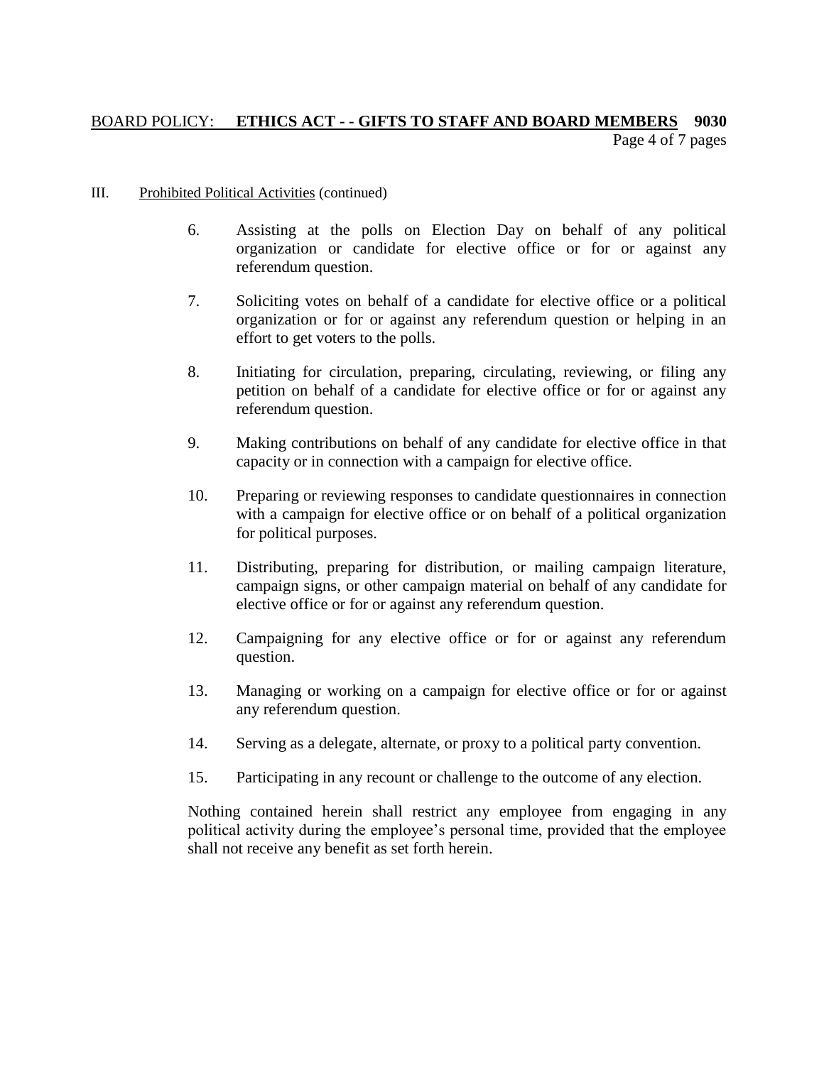III. Prohibited Political Activities (continued)

6. Assisting at the polls on Election Day on behalf of any political organization or candidate for elective office or for or against any referendum question.

7. Soliciting votes on behalf of a candidate for elective office or a political organization or for or against any referendum question or helping in an effort to get voters to the polls.

8. Initiating for circulation, preparing, circulating, reviewing, or filing any petition on behalf of a candidate for elective office or for or against any referendum question.

9. Making contributions on behalf of any candidate for elective office in that capacity or in connection with a campaign for elective office.

10. Preparing or reviewing responses to candidate questionnaires in connection with a campaign for elective office or on behalf of a political organization for political purposes.

11. Distributing, preparing for distribution, or mailing campaign literature, campaign signs, or other campaign material on behalf of any candidate for elective office or for or against any referendum question.

12. Campaigning for any elective office or for or against any referendum question.

13. Managing or working on a campaign for elective office or for or against any referendum question.

14. Serving as a delegate, alternate, or proxy to a political party convention.

15. Participating in any recount or challenge to the outcome of any election.

Nothing contained herein shall restrict any employee from engaging in any political activity during the employee's personal time, provided that the employee shall not receive any benefit as set forth herein.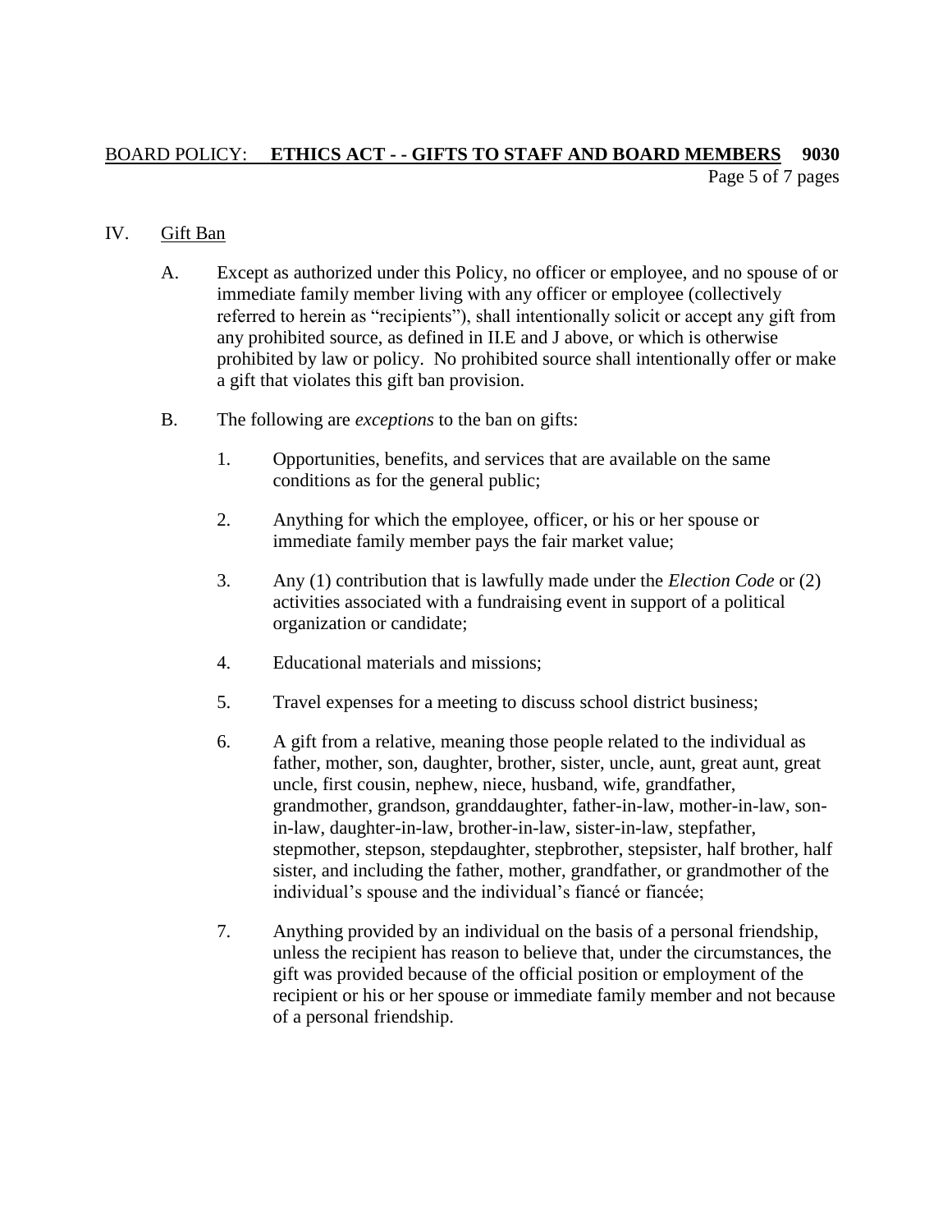## IV. Gift Ban

A. Except as authorized under this Policy, no officer or employee, and no spouse of or immediate family member living with any officer or employee (collectively referred to herein as "recipients"), shall intentionally solicit or accept any gift from any prohibited source, as defined in II.E and J above, or which is otherwise prohibited by law or policy. No prohibited source shall intentionally offer or make a gift that violates this gift ban provision.

B. The following are *exceptions* to the ban on gifts:

1. Opportunities, benefits, and services that are available on the same conditions as for the general public;

2. Anything for which the employee, officer, or his or her spouse or immediate family member pays the fair market value;

3. Any (1) contribution that is lawfully made under the *Election Code* or (2) activities associated with a fundraising event in support of a political organization or candidate;

4. Educational materials and missions;

5. Travel expenses for a meeting to discuss school district business;

6. A gift from a relative, meaning those people related to the individual as father, mother, son, daughter, brother, sister, uncle, aunt, great aunt, great uncle, first cousin, nephew, niece, husband, wife, grandfather, grandmother, grandson, granddaughter, father-in-law, mother-in-law, son-in-law, daughter-in-law, brother-in-law, sister-in-law, stepfather, stepmother, stepson, stepdaughter, stepbrother, stepsister, half brother, half sister, and including the father, mother, grandfather, or grandmother of the individual's spouse and the individual's fiancé or fiancée;

7. Anything provided by an individual on the basis of a personal friendship, unless the recipient has reason to believe that, under the circumstances, the gift was provided because of the official position or employment of the recipient or his or her spouse or immediate family member and not because of a personal friendship.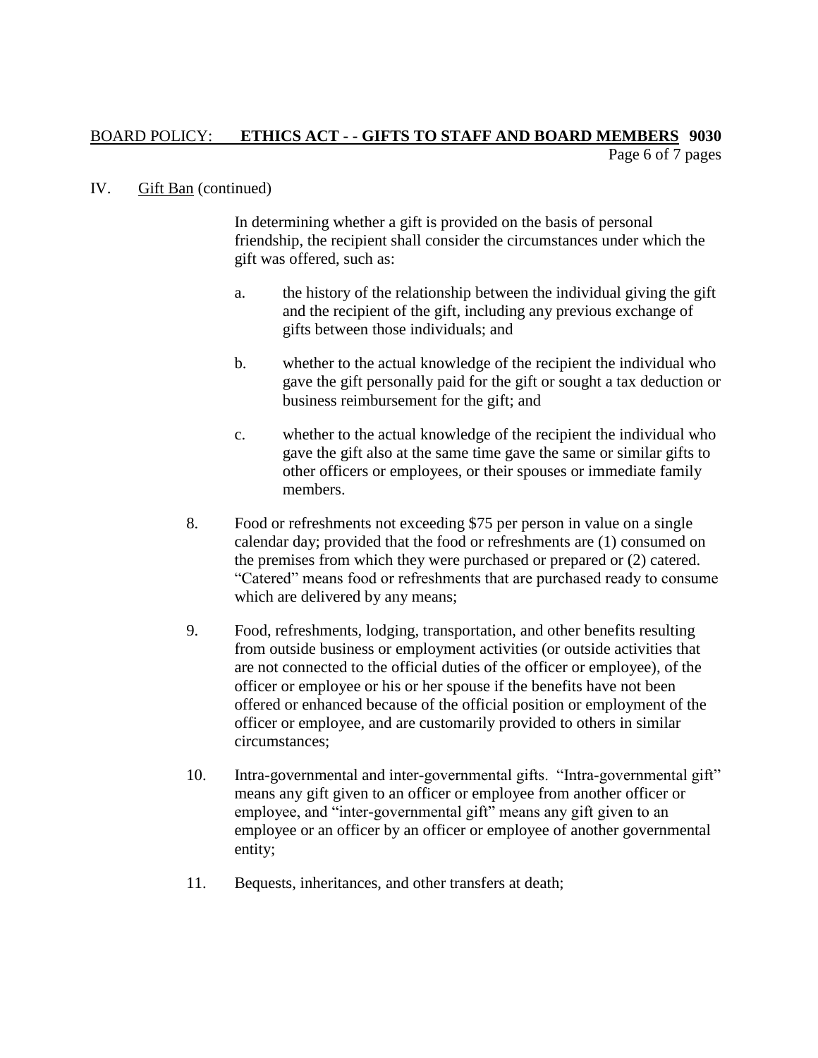IV. Gift Ban (continued)

In determining whether a gift is provided on the basis of personal friendship, the recipient shall consider the circumstances under which the gift was offered, such as:

a. the history of the relationship between the individual giving the gift and the recipient of the gift, including any previous exchange of gifts between those individuals; and

b. whether to the actual knowledge of the recipient the individual who gave the gift personally paid for the gift or sought a tax deduction or business reimbursement for the gift; and

c. whether to the actual knowledge of the recipient the individual who gave the gift also at the same time gave the same or similar gifts to other officers or employees, or their spouses or immediate family members.

8. Food or refreshments not exceeding $75 per person in value on a single calendar day; provided that the food or refreshments are (1) consumed on the premises from which they were purchased or prepared or (2) catered. "Catered" means food or refreshments that are purchased ready to consume which are delivered by any means;

9. Food, refreshments, lodging, transportation, and other benefits resulting from outside business or employment activities (or outside activities that are not connected to the official duties of the officer or employee), of the officer or employee or his or her spouse if the benefits have not been offered or enhanced because of the official position or employment of the officer or employee, and are customarily provided to others in similar circumstances;

10. Intra-governmental and inter-governmental gifts. "Intra-governmental gift" means any gift given to an officer or employee from another officer or employee, and "inter-governmental gift" means any gift given to an employee or an officer by an officer or employee of another governmental entity;

11. Bequests, inheritances, and other transfers at death;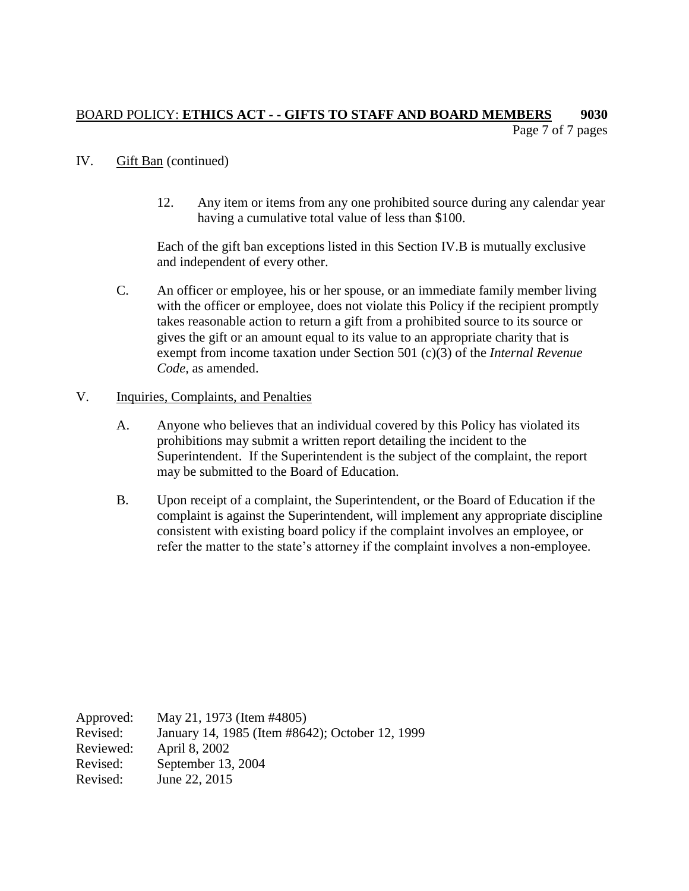IV. Gift Ban (continued)

12. Any item or items from any one prohibited source during any calendar year having a cumulative total value of less than $100.

Each of the gift ban exceptions listed in this Section IV.B is mutually exclusive and independent of every other.

C. An officer or employee, his or her spouse, or an immediate family member living with the officer or employee, does not violate this Policy if the recipient promptly takes reasonable action to return a gift from a prohibited source to its source or gives the gift or an amount equal to its value to an appropriate charity that is exempt from income taxation under Section 501 (c)(3) of the *Internal Revenue Code*, as amended.

V. Inquiries, Complaints, and Penalties

A. Anyone who believes that an individual covered by this Policy has violated its prohibitions may submit a written report detailing the incident to the Superintendent. If the Superintendent is the subject of the complaint, the report may be submitted to the Board of Education.

B. Upon receipt of a complaint, the Superintendent, or the Board of Education if the complaint is against the Superintendent, will implement any appropriate discipline consistent with existing board policy if the complaint involves an employee, or refer the matter to the state's attorney if the complaint involves a non-employee.

| | |
|---|---|
| Approved: | May 21, 1973 (Item #4805) |
| Revised: | January 14, 1985 (Item #8642); October 12, 1999 |
| Reviewed: | April 8, 2002 |
| Revised: | September 13, 2004 |
| Revised: | June 22, 2015 |